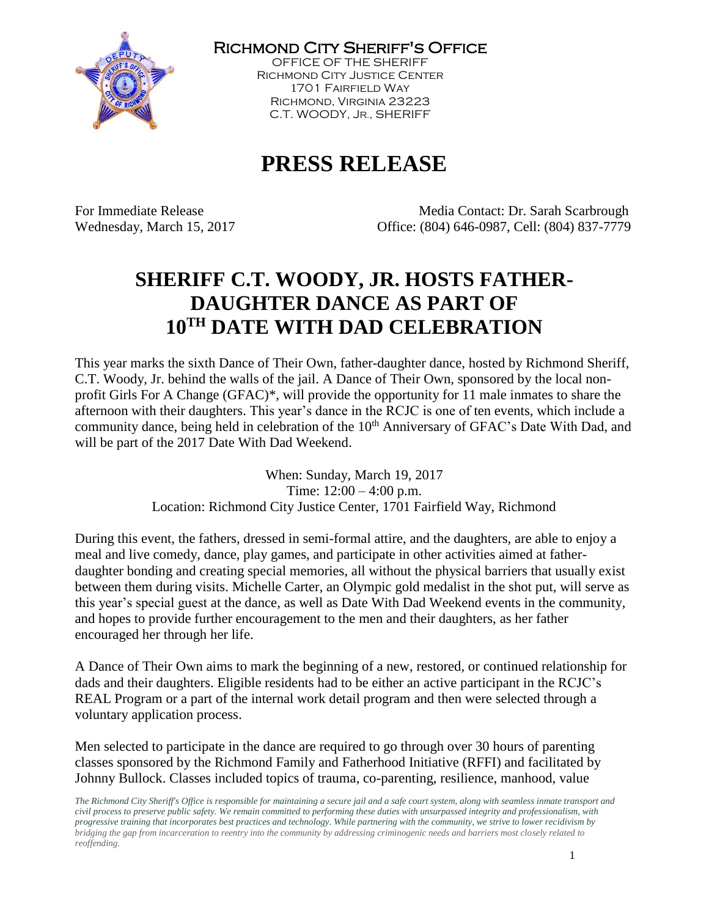**Richmond City Sheriff's Office**
Office of the Sheriff
Richmond City Justice Center
1701 Fairfield Way
Richmond, Virginia 23223
C.T. WOODY, Jr., SHERIFF

# PRESS RELEASE

For Immediate Release
Wednesday, March 15, 2017

Media Contact: Dr. Sarah Scarbrough
Office: (804) 646-0987, Cell: (804) 837-7779

## SHERIFF C.T. WOODY, JR. HOSTS FATHER-DAUGHTER DANCE AS PART OF 10TH DATE WITH DAD CELEBRATION

This year marks the sixth Dance of Their Own, father-daughter dance, hosted by Richmond Sheriff, C.T. Woody, Jr. behind the walls of the jail. A Dance of Their Own, sponsored by the local non-profit Girls For A Change (GFAC)*, will provide the opportunity for 11 male inmates to share the afternoon with their daughters. This year's dance in the RCJC is one of ten events, which include a community dance, being held in celebration of the 10th Anniversary of GFAC's Date With Dad, and will be part of the 2017 Date With Dad Weekend.

When: Sunday, March 19, 2017
Time: 12:00 – 4:00 p.m.
Location: Richmond City Justice Center, 1701 Fairfield Way, Richmond

During this event, the fathers, dressed in semi-formal attire, and the daughters, are able to enjoy a meal and live comedy, dance, play games, and participate in other activities aimed at father-daughter bonding and creating special memories, all without the physical barriers that usually exist between them during visits. Michelle Carter, an Olympic gold medalist in the shot put, will serve as this year's special guest at the dance, as well as Date With Dad Weekend events in the community, and hopes to provide further encouragement to the men and their daughters, as her father encouraged her through her life.

A Dance of Their Own aims to mark the beginning of a new, restored, or continued relationship for dads and their daughters. Eligible residents had to be either an active participant in the RCJC's REAL Program or a part of the internal work detail program and then were selected through a voluntary application process.

Men selected to participate in the dance are required to go through over 30 hours of parenting classes sponsored by the Richmond Family and Fatherhood Initiative (RFFI) and facilitated by Johnny Bullock. Classes included topics of trauma, co-parenting, resilience, manhood, value

*The Richmond City Sheriff's Office is responsible for maintaining a secure jail and a safe court system, along with seamless inmate transport and civil process to preserve public safety. We remain committed to performing these duties with unsurpassed integrity and professionalism, with progressive training that incorporates best practices and technology. While partnering with the community, we strive to lower recidivism by bridging the gap from incarceration to reentry into the community by addressing criminogenic needs and barriers most closely related to reoffending.*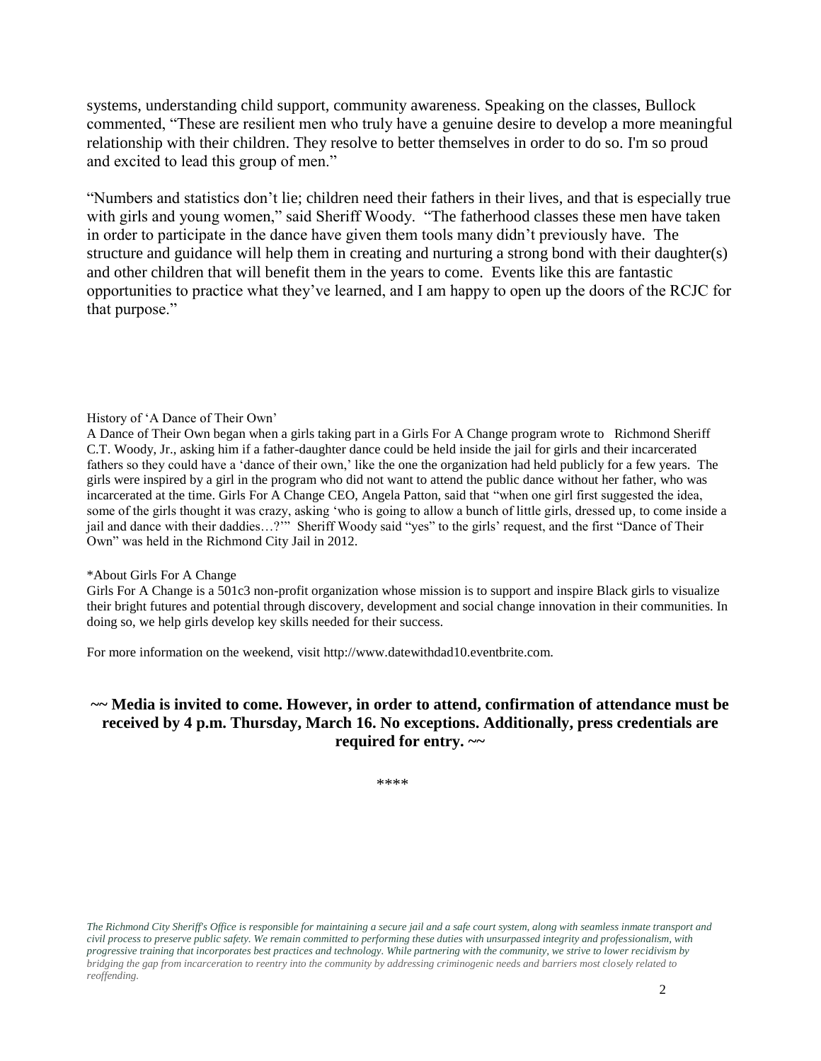systems, understanding child support, community awareness. Speaking on the classes, Bullock commented, "These are resilient men who truly have a genuine desire to develop a more meaningful relationship with their children. They resolve to better themselves in order to do so. I'm so proud and excited to lead this group of men."

"Numbers and statistics don't lie; children need their fathers in their lives, and that is especially true with girls and young women," said Sheriff Woody. "The fatherhood classes these men have taken in order to participate in the dance have given them tools many didn't previously have. The structure and guidance will help them in creating and nurturing a strong bond with their daughter(s) and other children that will benefit them in the years to come. Events like this are fantastic opportunities to practice what they've learned, and I am happy to open up the doors of the RCJC for that purpose."

History of 'A Dance of Their Own'

A Dance of Their Own began when a girls taking part in a Girls For A Change program wrote to Richmond Sheriff C.T. Woody, Jr., asking him if a father-daughter dance could be held inside the jail for girls and their incarcerated fathers so they could have a 'dance of their own,' like the one the organization had held publicly for a few years. The girls were inspired by a girl in the program who did not want to attend the public dance without her father, who was incarcerated at the time. Girls For A Change CEO, Angela Patton, said that "when one girl first suggested the idea, some of the girls thought it was crazy, asking 'who is going to allow a bunch of little girls, dressed up, to come inside a jail and dance with their daddies…?'" Sheriff Woody said "yes" to the girls' request, and the first "Dance of Their Own" was held in the Richmond City Jail in 2012.

*About Girls For A Change

Girls For A Change is a 501c3 non-profit organization whose mission is to support and inspire Black girls to visualize their bright futures and potential through discovery, development and social change innovation in their communities. In doing so, we help girls develop key skills needed for their success.

For more information on the weekend, visit http://www.datewithdad10.eventbrite.com.

**~~ Media is invited to come. However, in order to attend, confirmation of attendance must be received by 4 p.m. Thursday, March 16. No exceptions. Additionally, press credentials are required for entry. ~~**

****

*The Richmond City Sheriff's Office is responsible for maintaining a secure jail and a safe court system, along with seamless inmate transport and civil process to preserve public safety. We remain committed to performing these duties with unsurpassed integrity and professionalism, with progressive training that incorporates best practices and technology. While partnering with the community, we strive to lower recidivism by bridging the gap from incarceration to reentry into the community by addressing criminogenic needs and barriers most closely related to reoffending.*